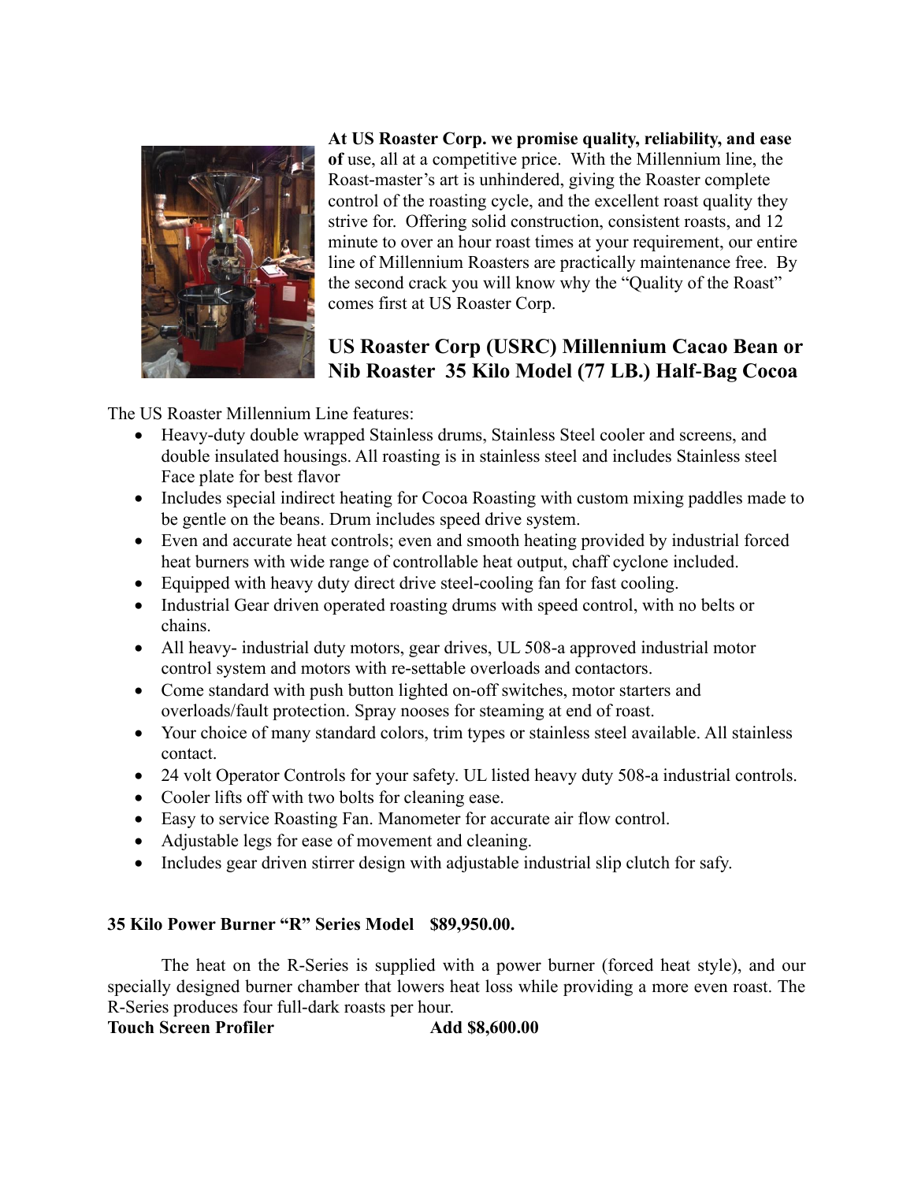**At US Roaster Corp. we promise quality, reliability, and ease of** use, all at a competitive price. With the Millennium line, the Roast-master's art is unhindered, giving the Roaster complete control of the roasting cycle, and the excellent roast quality they strive for. Offering solid construction, consistent roasts, and 12 minute to over an hour roast times at your requirement, our entire line of Millennium Roasters are practically maintenance free. By the second crack you will know why the "Quality of the Roast" comes first at US Roaster Corp.

## US Roaster Corp (USRC) Millennium Cacao Bean or Nib Roaster 35 Kilo Model (77 LB.) Half-Bag Cocoa

The US Roaster Millennium Line features:

- Heavy-duty double wrapped Stainless drums, Stainless Steel cooler and screens, and double insulated housings. All roasting is in stainless steel and includes Stainless steel Face plate for best flavor
- Includes special indirect heating for Cocoa Roasting with custom mixing paddles made to be gentle on the beans. Drum includes speed drive system.
- Even and accurate heat controls; even and smooth heating provided by industrial forced heat burners with wide range of controllable heat output, chaff cyclone included.
- Equipped with heavy duty direct drive steel-cooling fan for fast cooling.
- Industrial Gear driven operated roasting drums with speed control, with no belts or chains.
- All heavy- industrial duty motors, gear drives, UL 508-a approved industrial motor control system and motors with re-settable overloads and contactors.
- Come standard with push button lighted on-off switches, motor starters and overloads/fault protection. Spray nooses for steaming at end of roast.
- Your choice of many standard colors, trim types or stainless steel available. All stainless contact.
- 24 volt Operator Controls for your safety. UL listed heavy duty 508-a industrial controls.
- Cooler lifts off with two bolts for cleaning ease.
- Easy to service Roasting Fan. Manometer for accurate air flow control.
- Adjustable legs for ease of movement and cleaning.
- Includes gear driven stirrer design with adjustable industrial slip clutch for safy.

**35 Kilo Power Burner "R" Series Model $89,950.00.**

The heat on the R-Series is supplied with a power burner (forced heat style), and our specially designed burner chamber that lowers heat loss while providing a more even roast. The R-Series produces four full-dark roasts per hour.

**Touch Screen Profiler Add $8,600.00**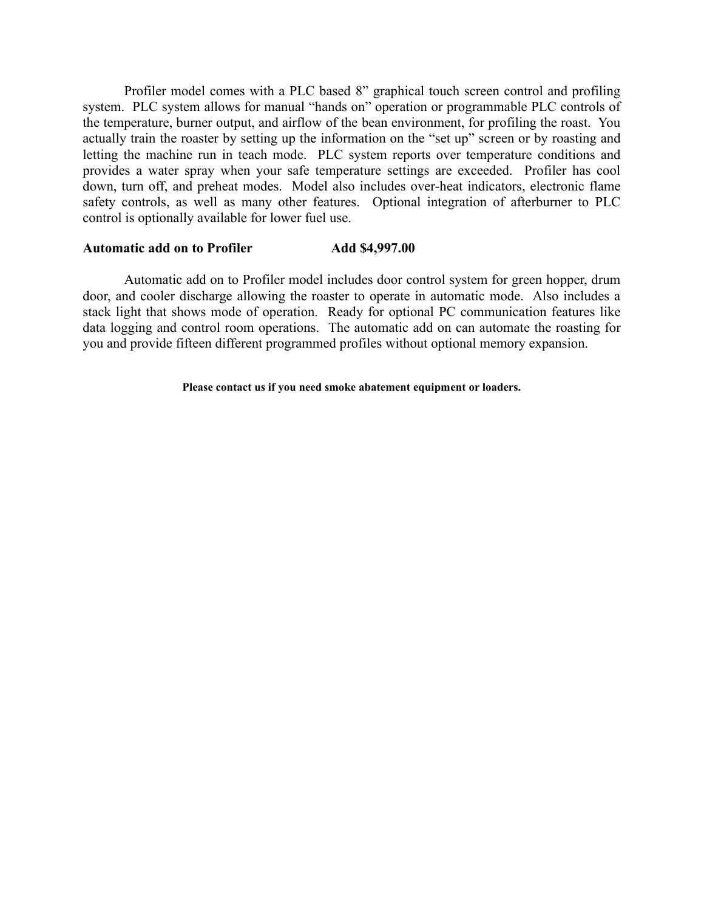Profiler model comes with a PLC based 8" graphical touch screen control and profiling system. PLC system allows for manual "hands on" operation or programmable PLC controls of the temperature, burner output, and airflow of the bean environment, for profiling the roast. You actually train the roaster by setting up the information on the "set up" screen or by roasting and letting the machine run in teach mode. PLC system reports over temperature conditions and provides a water spray when your safe temperature settings are exceeded. Profiler has cool down, turn off, and preheat modes. Model also includes over-heat indicators, electronic flame safety controls, as well as many other features. Optional integration of afterburner to PLC control is optionally available for lower fuel use.

**Automatic add on to Profiler** **Add $4,997.00**

Automatic add on to Profiler model includes door control system for green hopper, drum door, and cooler discharge allowing the roaster to operate in automatic mode. Also includes a stack light that shows mode of operation. Ready for optional PC communication features like data logging and control room operations. The automatic add on can automate the roasting for you and provide fifteen different programmed profiles without optional memory expansion.

**Please contact us if you need smoke abatement equipment or loaders.**